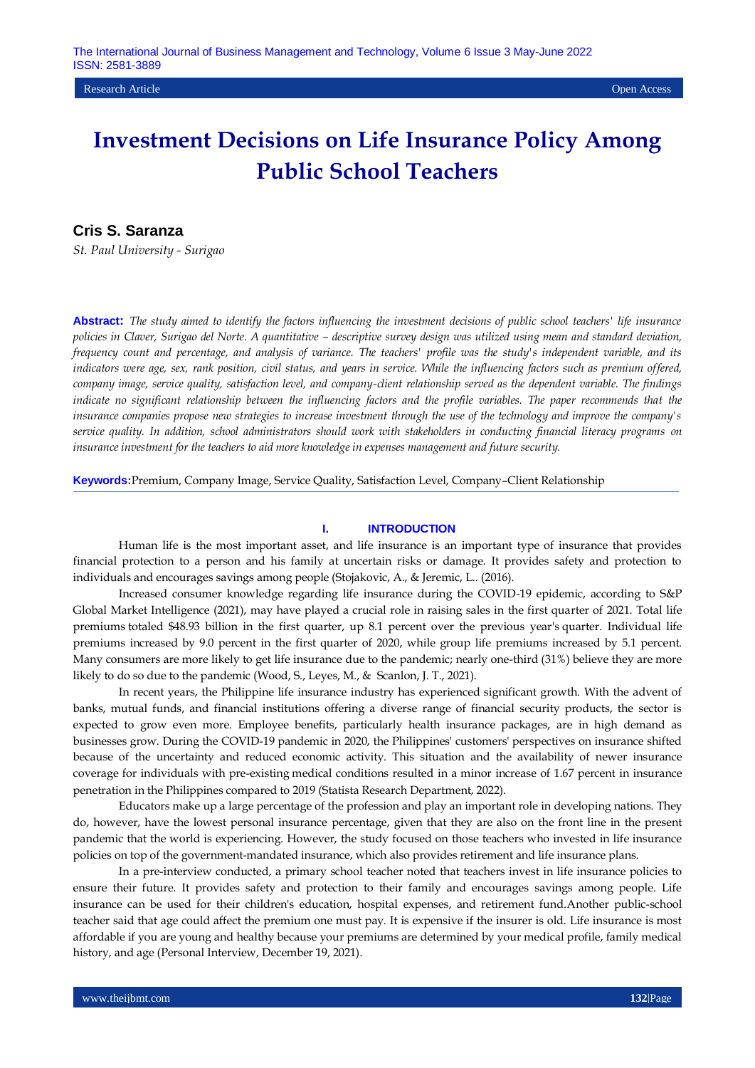Research Article | Open Access

# Investment Decisions on Life Insurance Policy Among Public School Teachers

**Cris S. Saranza**

*St. Paul University - Surigao*

**Abstract:** *The study aimed to identify the factors influencing the investment decisions of public school teachers' life insurance policies in Claver, Surigao del Norte. A quantitative – descriptive survey design was utilized using mean and standard deviation, frequency count and percentage, and analysis of variance. The teachers' profile was the study's independent variable, and its indicators were age, sex, rank position, civil status, and years in service. While the influencing factors such as premium offered, company image, service quality, satisfaction level, and company-client relationship served as the dependent variable. The findings indicate no significant relationship between the influencing factors and the profile variables. The paper recommends that the insurance companies propose new strategies to increase investment through the use of the technology and improve the company's service quality. In addition, school administrators should work with stakeholders in conducting financial literacy programs on insurance investment for the teachers to aid more knowledge in expenses management and future security.*

**Keywords:** Premium, Company Image, Service Quality, Satisfaction Level, Company–Client Relationship

## I. INTRODUCTION

Human life is the most important asset, and life insurance is an important type of insurance that provides financial protection to a person and his family at uncertain risks or damage. It provides safety and protection to individuals and encourages savings among people (Stojakovic, A., & Jeremic, L.. (2016).

Increased consumer knowledge regarding life insurance during the COVID-19 epidemic, according to S&P Global Market Intelligence (2021), may have played a crucial role in raising sales in the first quarter of 2021. Total life premiums totaled $48.93 billion in the first quarter, up 8.1 percent over the previous year's quarter. Individual life premiums increased by 9.0 percent in the first quarter of 2020, while group life premiums increased by 5.1 percent. Many consumers are more likely to get life insurance due to the pandemic; nearly one-third (31%) believe they are more likely to do so due to the pandemic (Wood, S., Leyes, M., & Scanlon, J. T., 2021).

In recent years, the Philippine life insurance industry has experienced significant growth. With the advent of banks, mutual funds, and financial institutions offering a diverse range of financial security products, the sector is expected to grow even more. Employee benefits, particularly health insurance packages, are in high demand as businesses grow. During the COVID-19 pandemic in 2020, the Philippines' customers' perspectives on insurance shifted because of the uncertainty and reduced economic activity. This situation and the availability of newer insurance coverage for individuals with pre-existing medical conditions resulted in a minor increase of 1.67 percent in insurance penetration in the Philippines compared to 2019 (Statista Research Department, 2022).

Educators make up a large percentage of the profession and play an important role in developing nations. They do, however, have the lowest personal insurance percentage, given that they are also on the front line in the present pandemic that the world is experiencing. However, the study focused on those teachers who invested in life insurance policies on top of the government-mandated insurance, which also provides retirement and life insurance plans.

In a pre-interview conducted, a primary school teacher noted that teachers invest in life insurance policies to ensure their future. It provides safety and protection to their family and encourages savings among people. Life insurance can be used for their children's education, hospital expenses, and retirement fund.Another public-school teacher said that age could affect the premium one must pay. It is expensive if the insurer is old. Life insurance is most affordable if you are young and healthy because your premiums are determined by your medical profile, family medical history, and age (Personal Interview, December 19, 2021).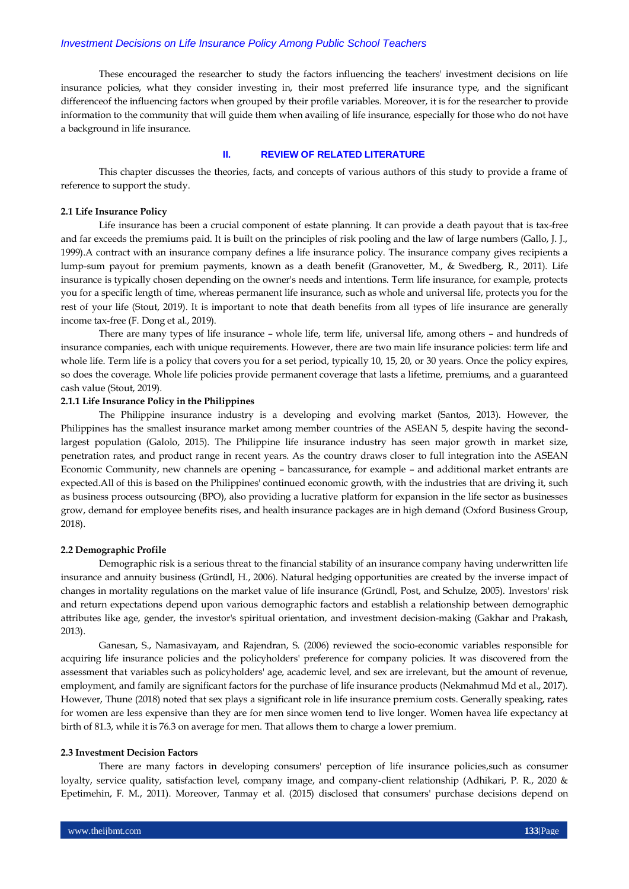These encouraged the researcher to study the factors influencing the teachers' investment decisions on life insurance policies, what they consider investing in, their most preferred life insurance type, and the significant differenceof the influencing factors when grouped by their profile variables. Moreover, it is for the researcher to provide information to the community that will guide them when availing of life insurance, especially for those who do not have a background in life insurance.

## II. REVIEW OF RELATED LITERATURE

This chapter discusses the theories, facts, and concepts of various authors of this study to provide a frame of reference to support the study.

### 2.1 Life Insurance Policy

Life insurance has been a crucial component of estate planning. It can provide a death payout that is tax-free and far exceeds the premiums paid. It is built on the principles of risk pooling and the law of large numbers (Gallo, J. J., 1999).A contract with an insurance company defines a life insurance policy. The insurance company gives recipients a lump-sum payout for premium payments, known as a death benefit (Granovetter, M., & Swedberg, R., 2011). Life insurance is typically chosen depending on the owner's needs and intentions. Term life insurance, for example, protects you for a specific length of time, whereas permanent life insurance, such as whole and universal life, protects you for the rest of your life (Stout, 2019). It is important to note that death benefits from all types of life insurance are generally income tax-free (F. Dong et al., 2019).

There are many types of life insurance – whole life, term life, universal life, among others – and hundreds of insurance companies, each with unique requirements. However, there are two main life insurance policies: term life and whole life. Term life is a policy that covers you for a set period, typically 10, 15, 20, or 30 years. Once the policy expires, so does the coverage. Whole life policies provide permanent coverage that lasts a lifetime, premiums, and a guaranteed cash value (Stout, 2019).

#### 2.1.1 Life Insurance Policy in the Philippines

The Philippine insurance industry is a developing and evolving market (Santos, 2013). However, the Philippines has the smallest insurance market among member countries of the ASEAN 5, despite having the second-largest population (Galolo, 2015). The Philippine life insurance industry has seen major growth in market size, penetration rates, and product range in recent years. As the country draws closer to full integration into the ASEAN Economic Community, new channels are opening – bancassurance, for example – and additional market entrants are expected.All of this is based on the Philippines' continued economic growth, with the industries that are driving it, such as business process outsourcing (BPO), also providing a lucrative platform for expansion in the life sector as businesses grow, demand for employee benefits rises, and health insurance packages are in high demand (Oxford Business Group, 2018).

### 2.2 Demographic Profile

Demographic risk is a serious threat to the financial stability of an insurance company having underwritten life insurance and annuity business (Gründl, H., 2006). Natural hedging opportunities are created by the inverse impact of changes in mortality regulations on the market value of life insurance (Gründl, Post, and Schulze, 2005). Investors' risk and return expectations depend upon various demographic factors and establish a relationship between demographic attributes like age, gender, the investor's spiritual orientation, and investment decision-making (Gakhar and Prakash, 2013).

Ganesan, S., Namasivayam, and Rajendran, S. (2006) reviewed the socio-economic variables responsible for acquiring life insurance policies and the policyholders' preference for company policies. It was discovered from the assessment that variables such as policyholders' age, academic level, and sex are irrelevant, but the amount of revenue, employment, and family are significant factors for the purchase of life insurance products (Nekmahmud Md et al., 2017). However, Thune (2018) noted that sex plays a significant role in life insurance premium costs. Generally speaking, rates for women are less expensive than they are for men since women tend to live longer. Women havea life expectancy at birth of 81.3, while it is 76.3 on average for men. That allows them to charge a lower premium.

### 2.3 Investment Decision Factors

There are many factors in developing consumers' perception of life insurance policies,such as consumer loyalty, service quality, satisfaction level, company image, and company-client relationship (Adhikari, P. R., 2020 & Epetimehin, F. M., 2011). Moreover, Tanmay et al. (2015) disclosed that consumers' purchase decisions depend on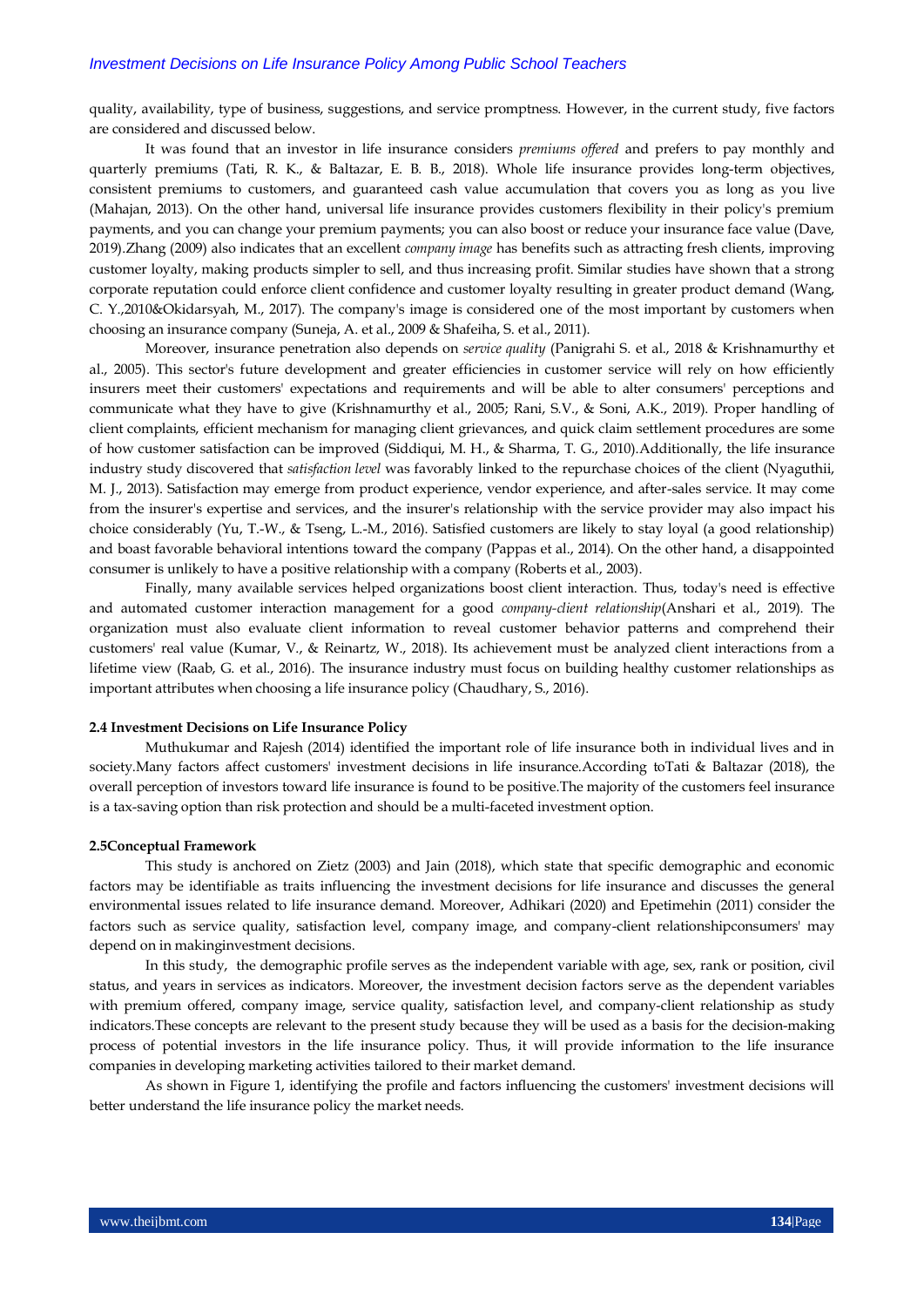quality, availability, type of business, suggestions, and service promptness. However, in the current study, five factors are considered and discussed below.

It was found that an investor in life insurance considers *premiums offered* and prefers to pay monthly and quarterly premiums (Tati, R. K., & Baltazar, E. B. B., 2018). Whole life insurance provides long-term objectives, consistent premiums to customers, and guaranteed cash value accumulation that covers you as long as you live (Mahajan, 2013). On the other hand, universal life insurance provides customers flexibility in their policy's premium payments, and you can change your premium payments; you can also boost or reduce your insurance face value (Dave, 2019).Zhang (2009) also indicates that an excellent *company image* has benefits such as attracting fresh clients, improving customer loyalty, making products simpler to sell, and thus increasing profit. Similar studies have shown that a strong corporate reputation could enforce client confidence and customer loyalty resulting in greater product demand (Wang, C. Y.,2010&Okidarsyah, M., 2017). The company's image is considered one of the most important by customers when choosing an insurance company (Suneja, A. et al., 2009 & Shafeiha, S. et al., 2011).

Moreover, insurance penetration also depends on *service quality* (Panigrahi S. et al., 2018 & Krishnamurthy et al., 2005). This sector's future development and greater efficiencies in customer service will rely on how efficiently insurers meet their customers' expectations and requirements and will be able to alter consumers' perceptions and communicate what they have to give (Krishnamurthy et al., 2005; Rani, S.V., & Soni, A.K., 2019). Proper handling of client complaints, efficient mechanism for managing client grievances, and quick claim settlement procedures are some of how customer satisfaction can be improved (Siddiqui, M. H., & Sharma, T. G., 2010).Additionally, the life insurance industry study discovered that *satisfaction level* was favorably linked to the repurchase choices of the client (Nyaguthii, M. J., 2013). Satisfaction may emerge from product experience, vendor experience, and after-sales service. It may come from the insurer's expertise and services, and the insurer's relationship with the service provider may also impact his choice considerably (Yu, T.-W., & Tseng, L.-M., 2016). Satisfied customers are likely to stay loyal (a good relationship) and boast favorable behavioral intentions toward the company (Pappas et al., 2014). On the other hand, a disappointed consumer is unlikely to have a positive relationship with a company (Roberts et al., 2003).

Finally, many available services helped organizations boost client interaction. Thus, today's need is effective and automated customer interaction management for a good *company-client relationship*(Anshari et al., 2019). The organization must also evaluate client information to reveal customer behavior patterns and comprehend their customers' real value (Kumar, V., & Reinartz, W., 2018). Its achievement must be analyzed client interactions from a lifetime view (Raab, G. et al., 2016). The insurance industry must focus on building healthy customer relationships as important attributes when choosing a life insurance policy (Chaudhary, S., 2016).

### 2.4 Investment Decisions on Life Insurance Policy

Muthukumar and Rajesh (2014) identified the important role of life insurance both in individual lives and in society.Many factors affect customers' investment decisions in life insurance.According toTati & Baltazar (2018), the overall perception of investors toward life insurance is found to be positive.The majority of the customers feel insurance is a tax-saving option than risk protection and should be a multi-faceted investment option.

### 2.5Conceptual Framework

This study is anchored on Zietz (2003) and Jain (2018), which state that specific demographic and economic factors may be identifiable as traits influencing the investment decisions for life insurance and discusses the general environmental issues related to life insurance demand. Moreover, Adhikari (2020) and Epetimehin (2011) consider the factors such as service quality, satisfaction level, company image, and company-client relationshipconsumers' may depend on in makinginvestment decisions.

In this study, the demographic profile serves as the independent variable with age, sex, rank or position, civil status, and years in services as indicators. Moreover, the investment decision factors serve as the dependent variables with premium offered, company image, service quality, satisfaction level, and company-client relationship as study indicators.These concepts are relevant to the present study because they will be used as a basis for the decision-making process of potential investors in the life insurance policy. Thus, it will provide information to the life insurance companies in developing marketing activities tailored to their market demand.

As shown in Figure 1, identifying the profile and factors influencing the customers' investment decisions will better understand the life insurance policy the market needs.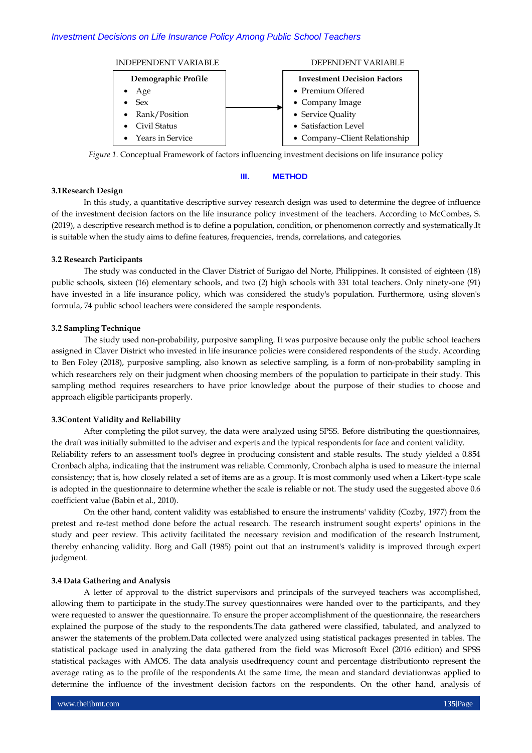INDEPENDENT VARIABLE

**Demographic Profile**

- Age
- Sex
- Rank/Position
- Civil Status
- Years in Service

DEPENDENT VARIABLE

**Investment Decision Factors**

- Premium Offered
- Company Image
- Service Quality
- Satisfaction Level
- Company–Client Relationship

*Figure 1.* Conceptual Framework of factors influencing investment decisions on life insurance policy

## III. METHOD

### 3.1Research Design

In this study, a quantitative descriptive survey research design was used to determine the degree of influence of the investment decision factors on the life insurance policy investment of the teachers. According to McCombes, S. (2019), a descriptive research method is to define a population, condition, or phenomenon correctly and systematically.It is suitable when the study aims to define features, frequencies, trends, correlations, and categories.

### 3.2 Research Participants

The study was conducted in the Claver District of Surigao del Norte, Philippines. It consisted of eighteen (18) public schools, sixteen (16) elementary schools, and two (2) high schools with 331 total teachers. Only ninety-one (91) have invested in a life insurance policy, which was considered the study's population. Furthermore, using sloven's formula, 74 public school teachers were considered the sample respondents.

### 3.2 Sampling Technique

The study used non-probability, purposive sampling. It was purposive because only the public school teachers assigned in Claver District who invested in life insurance policies were considered respondents of the study. According to Ben Foley (2018), purposive sampling, also known as selective sampling, is a form of non-probability sampling in which researchers rely on their judgment when choosing members of the population to participate in their study. This sampling method requires researchers to have prior knowledge about the purpose of their studies to choose and approach eligible participants properly.

### 3.3Content Validity and Reliability

After completing the pilot survey, the data were analyzed using SPSS. Before distributing the questionnaires, the draft was initially submitted to the adviser and experts and the typical respondents for face and content validity.
Reliability refers to an assessment tool's degree in producing consistent and stable results. The study yielded a 0.854 Cronbach alpha, indicating that the instrument was reliable. Commonly, Cronbach alpha is used to measure the internal consistency; that is, how closely related a set of items are as a group. It is most commonly used when a Likert-type scale is adopted in the questionnaire to determine whether the scale is reliable or not. The study used the suggested above 0.6 coefficient value (Babin et al., 2010).

On the other hand, content validity was established to ensure the instruments' validity (Cozby, 1977) from the pretest and re-test method done before the actual research. The research instrument sought experts' opinions in the study and peer review. This activity facilitated the necessary revision and modification of the research Instrument, thereby enhancing validity. Borg and Gall (1985) point out that an instrument's validity is improved through expert judgment.

### 3.4 Data Gathering and Analysis

A letter of approval to the district supervisors and principals of the surveyed teachers was accomplished, allowing them to participate in the study.The survey questionnaires were handed over to the participants, and they were requested to answer the questionnaire. To ensure the proper accomplishment of the questionnaire, the researchers explained the purpose of the study to the respondents.The data gathered were classified, tabulated, and analyzed to answer the statements of the problem.Data collected were analyzed using statistical packages presented in tables. The statistical package used in analyzing the data gathered from the field was Microsoft Excel (2016 edition) and SPSS statistical packages with AMOS. The data analysis usedfrequency count and percentage distributionto represent the average rating as to the profile of the respondents.At the same time, the mean and standard deviationwas applied to determine the influence of the investment decision factors on the respondents. On the other hand, analysis of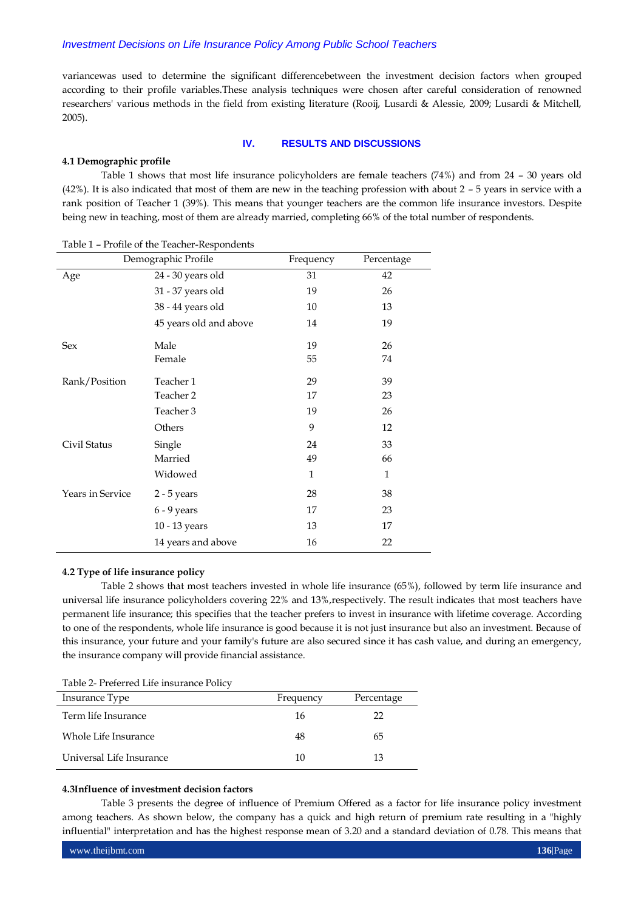variancewas used to determine the significant differencebetween the investment decision factors when grouped according to their profile variables.These analysis techniques were chosen after careful consideration of renowned researchers' various methods in the field from existing literature (Rooij, Lusardi & Alessie, 2009; Lusardi & Mitchell, 2005).

## IV. RESULTS AND DISCUSSIONS

### 4.1 Demographic profile

Table 1 shows that most life insurance policyholders are female teachers (74%) and from 24 – 30 years old (42%). It is also indicated that most of them are new in the teaching profession with about 2 – 5 years in service with a rank position of Teacher 1 (39%). This means that younger teachers are the common life insurance investors. Despite being new in teaching, most of them are already married, completing 66% of the total number of respondents.

Table 1 – Profile of the Teacher-Respondents

| Demographic Profile | | Frequency | Percentage |
|---|---|---|---|
| Age | 24 - 30 years old | 31 | 42 |
| | 31 - 37 years old | 19 | 26 |
| | 38 - 44 years old | 10 | 13 |
| | 45 years old and above | 14 | 19 |
| Sex | Male | 19 | 26 |
| | Female | 55 | 74 |
| Rank/Position | Teacher 1 | 29 | 39 |
| | Teacher 2 | 17 | 23 |
| | Teacher 3 | 19 | 26 |
| | Others | 9 | 12 |
| Civil Status | Single | 24 | 33 |
| | Married | 49 | 66 |
| | Widowed | 1 | 1 |
| Years in Service | 2 - 5 years | 28 | 38 |
| | 6 - 9 years | 17 | 23 |
| | 10 - 13 years | 13 | 17 |
| | 14 years and above | 16 | 22 |

### 4.2 Type of life insurance policy

Table 2 shows that most teachers invested in whole life insurance (65%), followed by term life insurance and universal life insurance policyholders covering 22% and 13%,respectively. The result indicates that most teachers have permanent life insurance; this specifies that the teacher prefers to invest in insurance with lifetime coverage. According to one of the respondents, whole life insurance is good because it is not just insurance but also an investment. Because of this insurance, your future and your family's future are also secured since it has cash value, and during an emergency, the insurance company will provide financial assistance.

Table 2- Preferred Life insurance Policy

| Insurance Type | Frequency | Percentage |
|---|---|---|
| Term life Insurance | 16 | 22 |
| Whole Life Insurance | 48 | 65 |
| Universal Life Insurance | 10 | 13 |

### 4.3Influence of investment decision factors

Table 3 presents the degree of influence of Premium Offered as a factor for life insurance policy investment among teachers. As shown below, the company has a quick and high return of premium rate resulting in a "highly influential" interpretation and has the highest response mean of 3.20 and a standard deviation of 0.78. This means that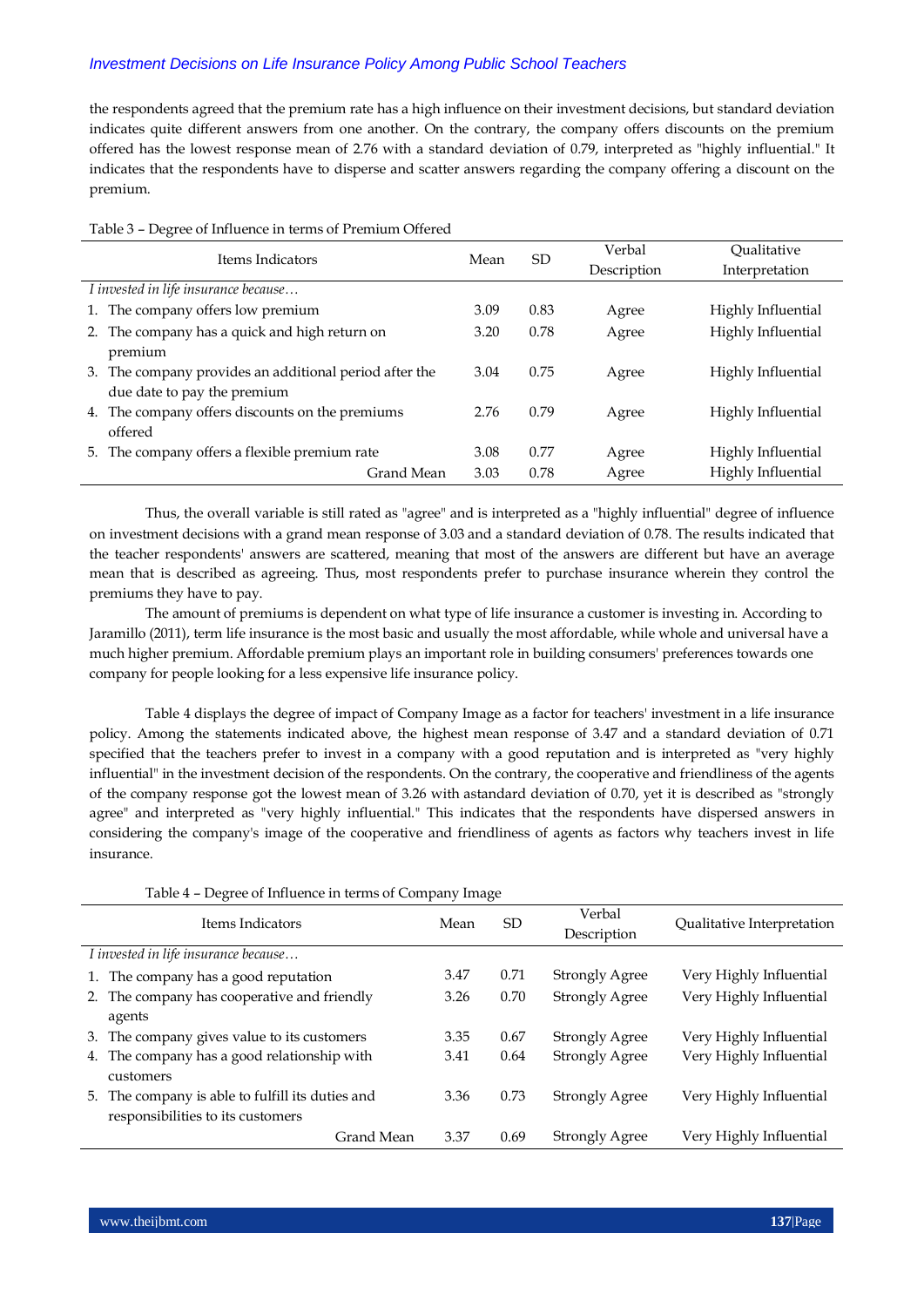the respondents agreed that the premium rate has a high influence on their investment decisions, but standard deviation indicates quite different answers from one another. On the contrary, the company offers discounts on the premium offered has the lowest response mean of 2.76 with a standard deviation of 0.79, interpreted as "highly influential." It indicates that the respondents have to disperse and scatter answers regarding the company offering a discount on the premium.

Table 3 – Degree of Influence in terms of Premium Offered

| Items Indicators | Mean | SD | Verbal Description | Qualitative Interpretation |
|---|---|---|---|---|
| *I invested in life insurance because…* | | | | |
| 1. The company offers low premium | 3.09 | 0.83 | Agree | Highly Influential |
| 2. The company has a quick and high return on premium | 3.20 | 0.78 | Agree | Highly Influential |
| 3. The company provides an additional period after the due date to pay the premium | 3.04 | 0.75 | Agree | Highly Influential |
| 4. The company offers discounts on the premiums offered | 2.76 | 0.79 | Agree | Highly Influential |
| 5. The company offers a flexible premium rate | 3.08 | 0.77 | Agree | Highly Influential |
| Grand Mean | 3.03 | 0.78 | Agree | Highly Influential |

Thus, the overall variable is still rated as "agree" and is interpreted as a "highly influential" degree of influence on investment decisions with a grand mean response of 3.03 and a standard deviation of 0.78. The results indicated that the teacher respondents' answers are scattered, meaning that most of the answers are different but have an average mean that is described as agreeing. Thus, most respondents prefer to purchase insurance wherein they control the premiums they have to pay.

The amount of premiums is dependent on what type of life insurance a customer is investing in. According to Jaramillo (2011), term life insurance is the most basic and usually the most affordable, while whole and universal have a much higher premium. Affordable premium plays an important role in building consumers' preferences towards one company for people looking for a less expensive life insurance policy.

Table 4 displays the degree of impact of Company Image as a factor for teachers' investment in a life insurance policy. Among the statements indicated above, the highest mean response of 3.47 and a standard deviation of 0.71 specified that the teachers prefer to invest in a company with a good reputation and is interpreted as "very highly influential" in the investment decision of the respondents. On the contrary, the cooperative and friendliness of the agents of the company response got the lowest mean of 3.26 with astandard deviation of 0.70, yet it is described as "strongly agree" and interpreted as "very highly influential." This indicates that the respondents have dispersed answers in considering the company's image of the cooperative and friendliness of agents as factors why teachers invest in life insurance.

Table 4 – Degree of Influence in terms of Company Image

| Items Indicators | Mean | SD | Verbal Description | Qualitative Interpretation |
|---|---|---|---|---|
| *I invested in life insurance because…* | | | | |
| 1. The company has a good reputation | 3.47 | 0.71 | Strongly Agree | Very Highly Influential |
| 2. The company has cooperative and friendly agents | 3.26 | 0.70 | Strongly Agree | Very Highly Influential |
| 3. The company gives value to its customers | 3.35 | 0.67 | Strongly Agree | Very Highly Influential |
| 4. The company has a good relationship with customers | 3.41 | 0.64 | Strongly Agree | Very Highly Influential |
| 5. The company is able to fulfill its duties and responsibilities to its customers | 3.36 | 0.73 | Strongly Agree | Very Highly Influential |
| Grand Mean | 3.37 | 0.69 | Strongly Agree | Very Highly Influential |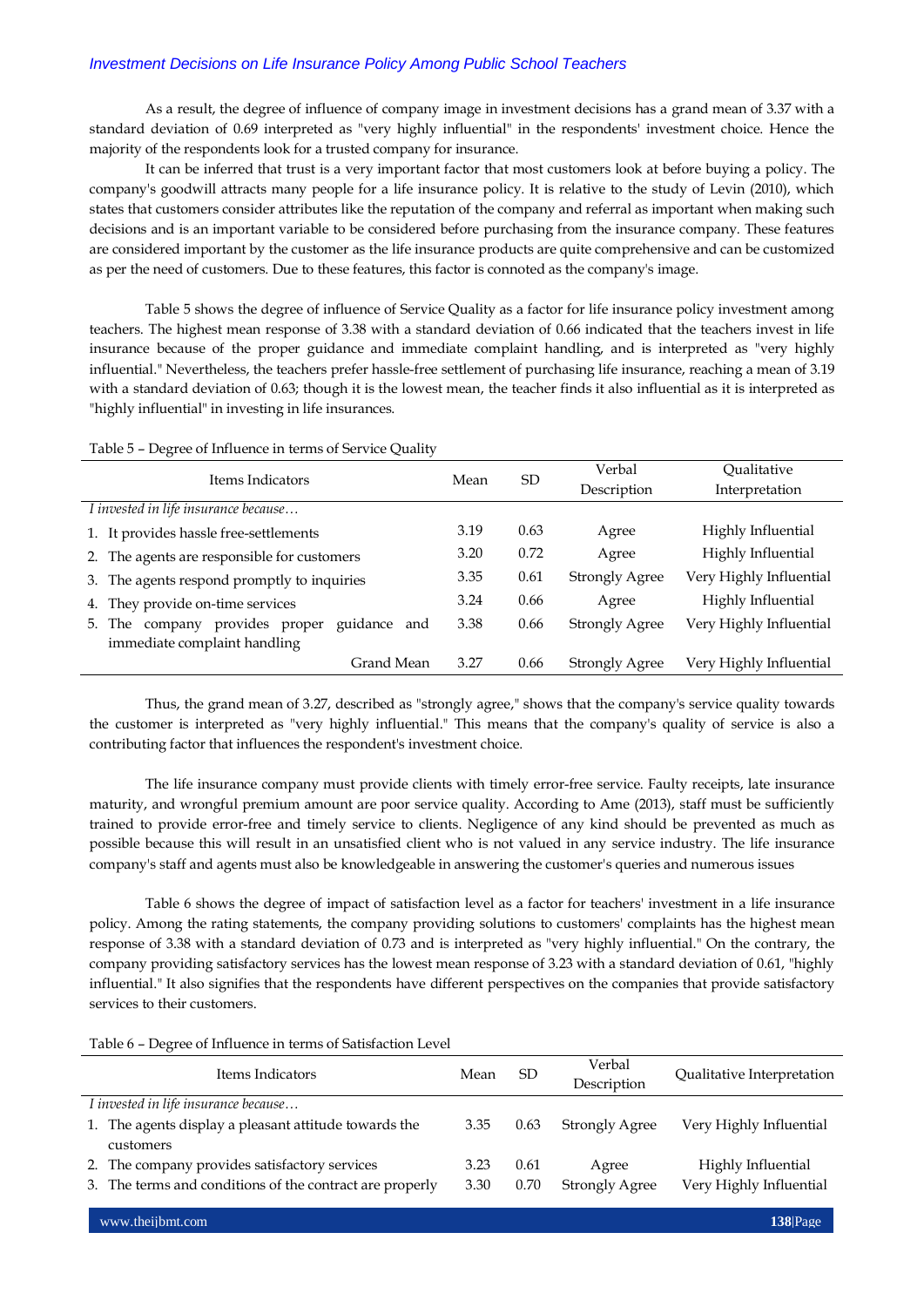As a result, the degree of influence of company image in investment decisions has a grand mean of 3.37 with a standard deviation of 0.69 interpreted as "very highly influential" in the respondents' investment choice. Hence the majority of the respondents look for a trusted company for insurance.

It can be inferred that trust is a very important factor that most customers look at before buying a policy. The company's goodwill attracts many people for a life insurance policy. It is relative to the study of Levin (2010), which states that customers consider attributes like the reputation of the company and referral as important when making such decisions and is an important variable to be considered before purchasing from the insurance company. These features are considered important by the customer as the life insurance products are quite comprehensive and can be customized as per the need of customers. Due to these features, this factor is connoted as the company's image.

Table 5 shows the degree of influence of Service Quality as a factor for life insurance policy investment among teachers. The highest mean response of 3.38 with a standard deviation of 0.66 indicated that the teachers invest in life insurance because of the proper guidance and immediate complaint handling, and is interpreted as "very highly influential." Nevertheless, the teachers prefer hassle-free settlement of purchasing life insurance, reaching a mean of 3.19 with a standard deviation of 0.63; though it is the lowest mean, the teacher finds it also influential as it is interpreted as "highly influential" in investing in life insurances.

Table 5 – Degree of Influence in terms of Service Quality

| Items Indicators | Mean | SD | Verbal Description | Qualitative Interpretation |
|---|---|---|---|---|
| *I invested in life insurance because…* | | | | |
| 1. It provides hassle free-settlements | 3.19 | 0.63 | Agree | Highly Influential |
| 2. The agents are responsible for customers | 3.20 | 0.72 | Agree | Highly Influential |
| 3. The agents respond promptly to inquiries | 3.35 | 0.61 | Strongly Agree | Very Highly Influential |
| 4. They provide on-time services | 3.24 | 0.66 | Agree | Highly Influential |
| 5. The company provides proper guidance and immediate complaint handling | 3.38 | 0.66 | Strongly Agree | Very Highly Influential |
| Grand Mean | 3.27 | 0.66 | Strongly Agree | Very Highly Influential |

Thus, the grand mean of 3.27, described as "strongly agree," shows that the company's service quality towards the customer is interpreted as "very highly influential." This means that the company's quality of service is also a contributing factor that influences the respondent's investment choice.

The life insurance company must provide clients with timely error-free service. Faulty receipts, late insurance maturity, and wrongful premium amount are poor service quality. According to Ame (2013), staff must be sufficiently trained to provide error-free and timely service to clients. Negligence of any kind should be prevented as much as possible because this will result in an unsatisfied client who is not valued in any service industry. The life insurance company's staff and agents must also be knowledgeable in answering the customer's queries and numerous issues

Table 6 shows the degree of impact of satisfaction level as a factor for teachers' investment in a life insurance policy. Among the rating statements, the company providing solutions to customers' complaints has the highest mean response of 3.38 with a standard deviation of 0.73 and is interpreted as "very highly influential." On the contrary, the company providing satisfactory services has the lowest mean response of 3.23 with a standard deviation of 0.61, "highly influential." It also signifies that the respondents have different perspectives on the companies that provide satisfactory services to their customers.

Table 6 – Degree of Influence in terms of Satisfaction Level

| Items Indicators | Mean | SD | Verbal Description | Qualitative Interpretation |
|---|---|---|---|---|
| *I invested in life insurance because…* | | | | |
| 1. The agents display a pleasant attitude towards the customers | 3.35 | 0.63 | Strongly Agree | Very Highly Influential |
| 2. The company provides satisfactory services | 3.23 | 0.61 | Agree | Highly Influential |
| 3. The terms and conditions of the contract are properly | 3.30 | 0.70 | Strongly Agree | Very Highly Influential |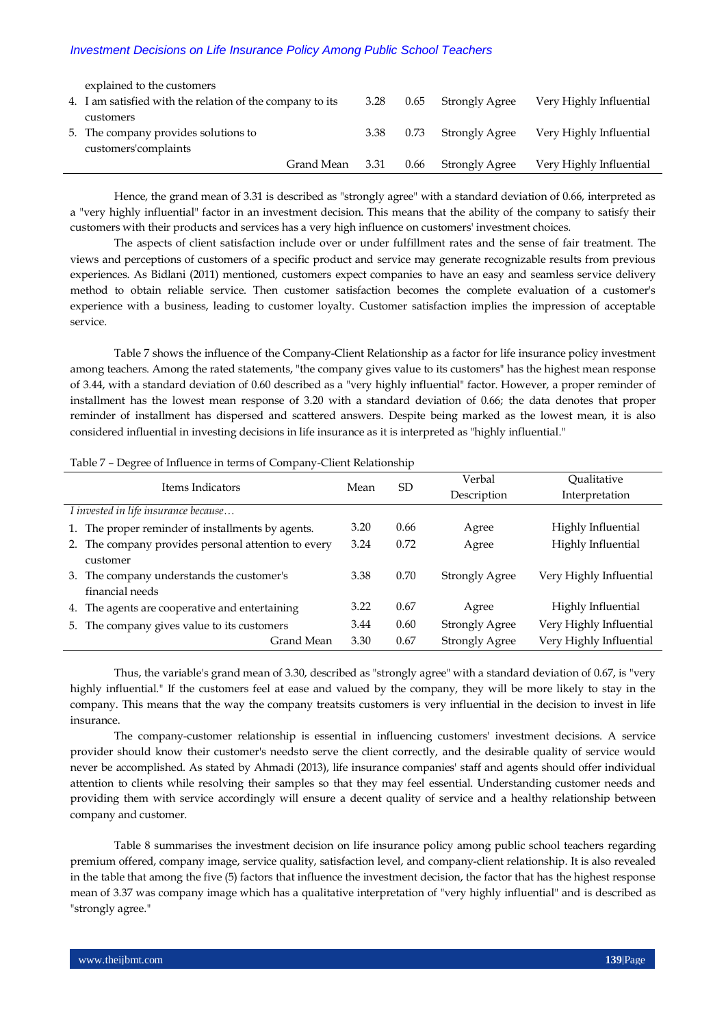| | | | | |
|---|---|---|---|---|
| explained to the customers | | | | |
| 4. I am satisfied with the relation of the company to its customers | 3.28 | 0.65 | Strongly Agree | Very Highly Influential |
| 5. The company provides solutions to customers'complaints | 3.38 | 0.73 | Strongly Agree | Very Highly Influential |
| Grand Mean | 3.31 | 0.66 | Strongly Agree | Very Highly Influential |

Hence, the grand mean of 3.31 is described as "strongly agree" with a standard deviation of 0.66, interpreted as a "very highly influential" factor in an investment decision. This means that the ability of the company to satisfy their customers with their products and services has a very high influence on customers' investment choices.

The aspects of client satisfaction include over or under fulfillment rates and the sense of fair treatment. The views and perceptions of customers of a specific product and service may generate recognizable results from previous experiences. As Bidlani (2011) mentioned, customers expect companies to have an easy and seamless service delivery method to obtain reliable service. Then customer satisfaction becomes the complete evaluation of a customer's experience with a business, leading to customer loyalty. Customer satisfaction implies the impression of acceptable service.

Table 7 shows the influence of the Company-Client Relationship as a factor for life insurance policy investment among teachers. Among the rated statements, "the company gives value to its customers" has the highest mean response of 3.44, with a standard deviation of 0.60 described as a "very highly influential" factor. However, a proper reminder of installment has the lowest mean response of 3.20 with a standard deviation of 0.66; the data denotes that proper reminder of installment has dispersed and scattered answers. Despite being marked as the lowest mean, it is also considered influential in investing decisions in life insurance as it is interpreted as "highly influential."

Table 7 – Degree of Influence in terms of Company-Client Relationship

| Items Indicators | Mean | SD | Verbal Description | Qualitative Interpretation |
|---|---|---|---|---|
| *I invested in life insurance because…* | | | | |
| 1. The proper reminder of installments by agents. | 3.20 | 0.66 | Agree | Highly Influential |
| 2. The company provides personal attention to every customer | 3.24 | 0.72 | Agree | Highly Influential |
| 3. The company understands the customer's financial needs | 3.38 | 0.70 | Strongly Agree | Very Highly Influential |
| 4. The agents are cooperative and entertaining | 3.22 | 0.67 | Agree | Highly Influential |
| 5. The company gives value to its customers | 3.44 | 0.60 | Strongly Agree | Very Highly Influential |
| Grand Mean | 3.30 | 0.67 | Strongly Agree | Very Highly Influential |

Thus, the variable's grand mean of 3.30, described as "strongly agree" with a standard deviation of 0.67, is "very highly influential." If the customers feel at ease and valued by the company, they will be more likely to stay in the company. This means that the way the company treatsits customers is very influential in the decision to invest in life insurance.

The company-customer relationship is essential in influencing customers' investment decisions. A service provider should know their customer's needsto serve the client correctly, and the desirable quality of service would never be accomplished. As stated by Ahmadi (2013), life insurance companies' staff and agents should offer individual attention to clients while resolving their samples so that they may feel essential. Understanding customer needs and providing them with service accordingly will ensure a decent quality of service and a healthy relationship between company and customer.

Table 8 summarises the investment decision on life insurance policy among public school teachers regarding premium offered, company image, service quality, satisfaction level, and company-client relationship. It is also revealed in the table that among the five (5) factors that influence the investment decision, the factor that has the highest response mean of 3.37 was company image which has a qualitative interpretation of "very highly influential" and is described as "strongly agree."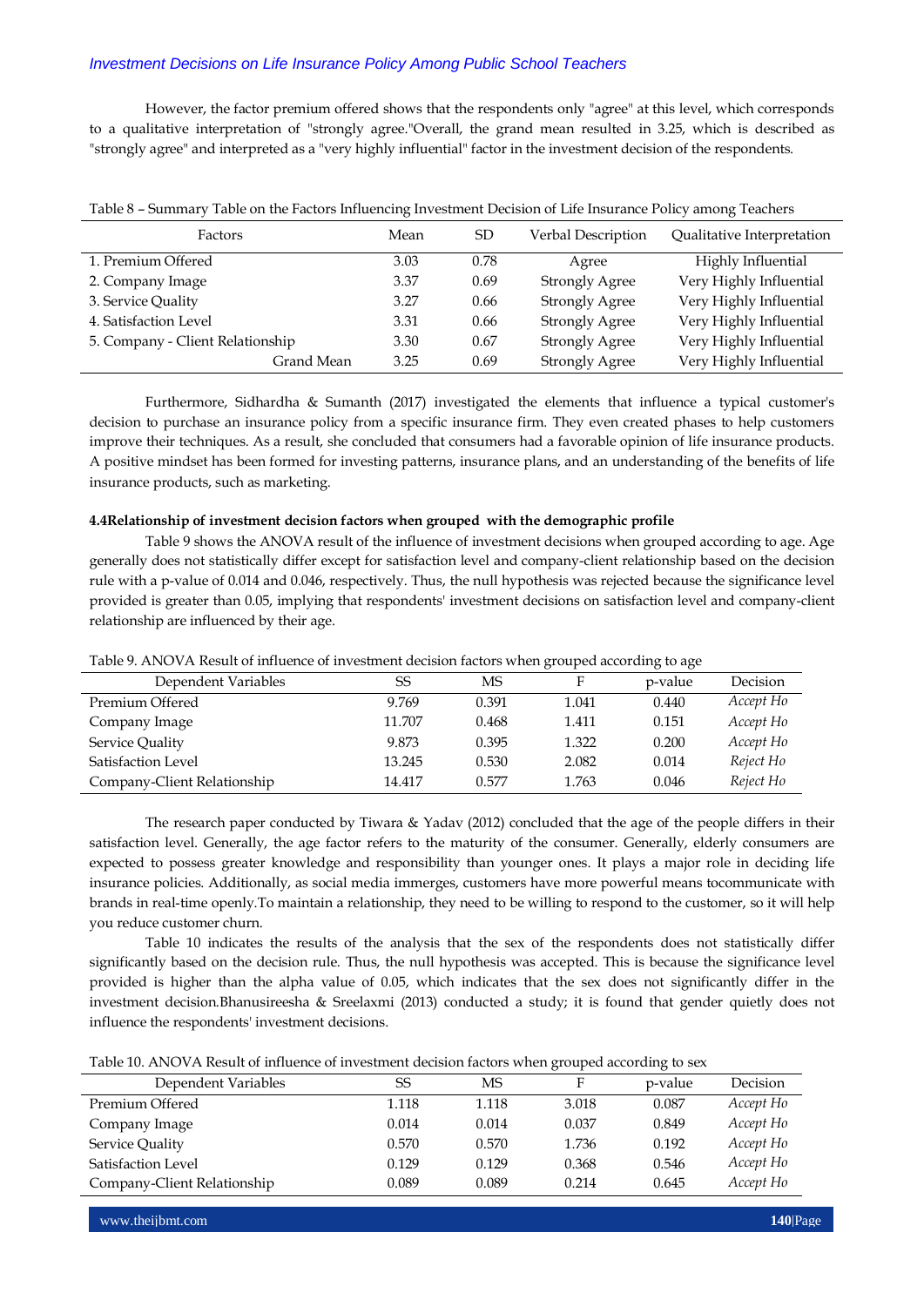However, the factor premium offered shows that the respondents only "agree" at this level, which corresponds to a qualitative interpretation of "strongly agree."Overall, the grand mean resulted in 3.25, which is described as "strongly agree" and interpreted as a "very highly influential" factor in the investment decision of the respondents.

Table 8 – Summary Table on the Factors Influencing Investment Decision of Life Insurance Policy among Teachers

| Factors | Mean | SD | Verbal Description | Qualitative Interpretation |
|---|---|---|---|---|
| 1. Premium Offered | 3.03 | 0.78 | Agree | Highly Influential |
| 2. Company Image | 3.37 | 0.69 | Strongly Agree | Very Highly Influential |
| 3. Service Quality | 3.27 | 0.66 | Strongly Agree | Very Highly Influential |
| 4. Satisfaction Level | 3.31 | 0.66 | Strongly Agree | Very Highly Influential |
| 5. Company - Client Relationship | 3.30 | 0.67 | Strongly Agree | Very Highly Influential |
| Grand Mean | 3.25 | 0.69 | Strongly Agree | Very Highly Influential |

Furthermore, Sidhardha & Sumanth (2017) investigated the elements that influence a typical customer's decision to purchase an insurance policy from a specific insurance firm. They even created phases to help customers improve their techniques. As a result, she concluded that consumers had a favorable opinion of life insurance products. A positive mindset has been formed for investing patterns, insurance plans, and an understanding of the benefits of life insurance products, such as marketing.

**4.4Relationship of investment decision factors when grouped with the demographic profile**

Table 9 shows the ANOVA result of the influence of investment decisions when grouped according to age. Age generally does not statistically differ except for satisfaction level and company-client relationship based on the decision rule with a p-value of 0.014 and 0.046, respectively. Thus, the null hypothesis was rejected because the significance level provided is greater than 0.05, implying that respondents' investment decisions on satisfaction level and company-client relationship are influenced by their age.

Table 9. ANOVA Result of influence of investment decision factors when grouped according to age

| Dependent Variables | SS | MS | F | p-value | Decision |
|---|---|---|---|---|---|
| Premium Offered | 9.769 | 0.391 | 1.041 | 0.440 | *Accept Ho* |
| Company Image | 11.707 | 0.468 | 1.411 | 0.151 | *Accept Ho* |
| Service Quality | 9.873 | 0.395 | 1.322 | 0.200 | *Accept Ho* |
| Satisfaction Level | 13.245 | 0.530 | 2.082 | 0.014 | *Reject Ho* |
| Company-Client Relationship | 14.417 | 0.577 | 1.763 | 0.046 | *Reject Ho* |

The research paper conducted by Tiwara & Yadav (2012) concluded that the age of the people differs in their satisfaction level. Generally, the age factor refers to the maturity of the consumer. Generally, elderly consumers are expected to possess greater knowledge and responsibility than younger ones. It plays a major role in deciding life insurance policies. Additionally, as social media immerges, customers have more powerful means tocommunicate with brands in real-time openly.To maintain a relationship, they need to be willing to respond to the customer, so it will help you reduce customer churn.

Table 10 indicates the results of the analysis that the sex of the respondents does not statistically differ significantly based on the decision rule. Thus, the null hypothesis was accepted. This is because the significance level provided is higher than the alpha value of 0.05, which indicates that the sex does not significantly differ in the investment decision.Bhanusireesha & Sreelaxmi (2013) conducted a study; it is found that gender quietly does not influence the respondents' investment decisions.

Table 10. ANOVA Result of influence of investment decision factors when grouped according to sex

| Dependent Variables | SS | MS | F | p-value | Decision |
|---|---|---|---|---|---|
| Premium Offered | 1.118 | 1.118 | 3.018 | 0.087 | *Accept Ho* |
| Company Image | 0.014 | 0.014 | 0.037 | 0.849 | *Accept Ho* |
| Service Quality | 0.570 | 0.570 | 1.736 | 0.192 | *Accept Ho* |
| Satisfaction Level | 0.129 | 0.129 | 0.368 | 0.546 | *Accept Ho* |
| Company-Client Relationship | 0.089 | 0.089 | 0.214 | 0.645 | *Accept Ho* |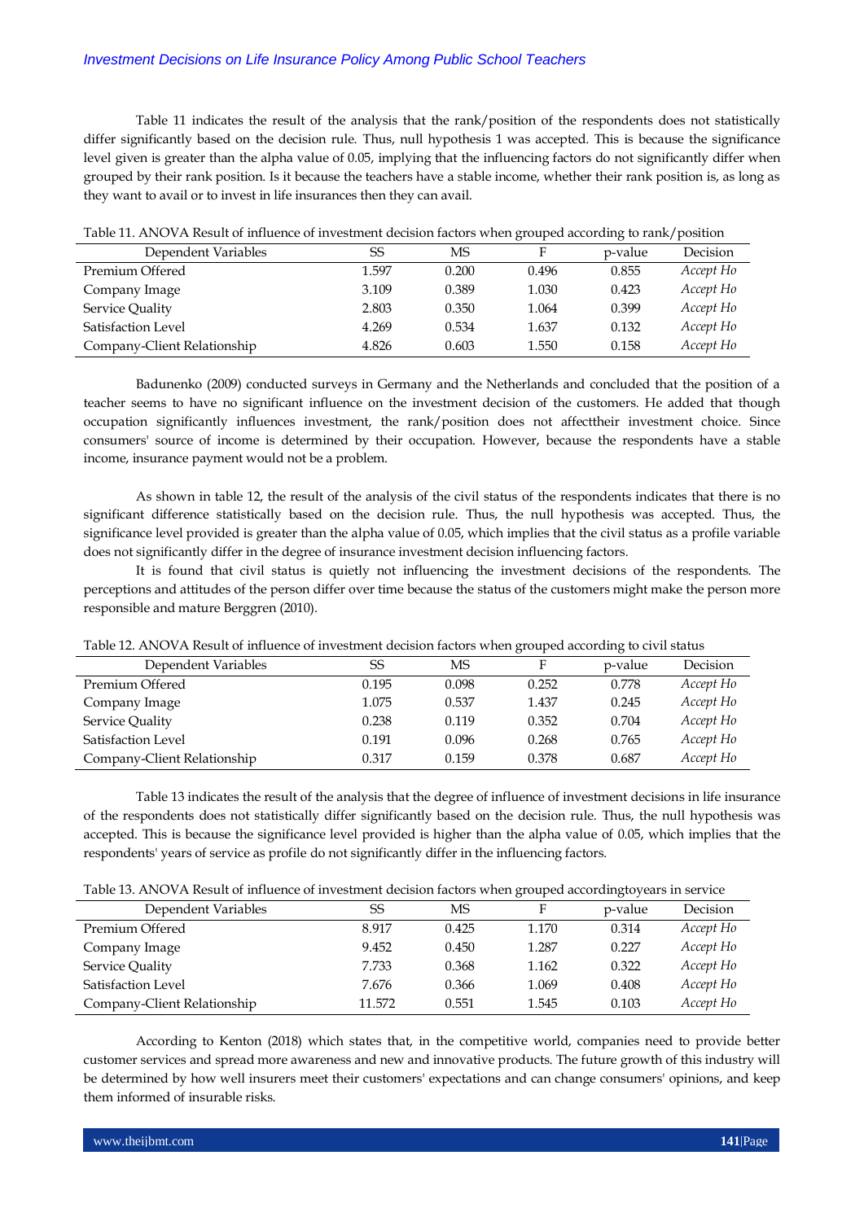Table 11 indicates the result of the analysis that the rank/position of the respondents does not statistically differ significantly based on the decision rule. Thus, null hypothesis 1 was accepted. This is because the significance level given is greater than the alpha value of 0.05, implying that the influencing factors do not significantly differ when grouped by their rank position. Is it because the teachers have a stable income, whether their rank position is, as long as they want to avail or to invest in life insurances then they can avail.

Table 11. ANOVA Result of influence of investment decision factors when grouped according to rank/position

| Dependent Variables | SS | MS | F | p-value | Decision |
|---|---|---|---|---|---|
| Premium Offered | 1.597 | 0.200 | 0.496 | 0.855 | *Accept Ho* |
| Company Image | 3.109 | 0.389 | 1.030 | 0.423 | *Accept Ho* |
| Service Quality | 2.803 | 0.350 | 1.064 | 0.399 | *Accept Ho* |
| Satisfaction Level | 4.269 | 0.534 | 1.637 | 0.132 | *Accept Ho* |
| Company-Client Relationship | 4.826 | 0.603 | 1.550 | 0.158 | *Accept Ho* |

Badunenko (2009) conducted surveys in Germany and the Netherlands and concluded that the position of a teacher seems to have no significant influence on the investment decision of the customers. He added that though occupation significantly influences investment, the rank/position does not affecttheir investment choice. Since consumers' source of income is determined by their occupation. However, because the respondents have a stable income, insurance payment would not be a problem.

As shown in table 12, the result of the analysis of the civil status of the respondents indicates that there is no significant difference statistically based on the decision rule. Thus, the null hypothesis was accepted. Thus, the significance level provided is greater than the alpha value of 0.05, which implies that the civil status as a profile variable does not significantly differ in the degree of insurance investment decision influencing factors.

It is found that civil status is quietly not influencing the investment decisions of the respondents. The perceptions and attitudes of the person differ over time because the status of the customers might make the person more responsible and mature Berggren (2010).

Table 12. ANOVA Result of influence of investment decision factors when grouped according to civil status

| Dependent Variables | SS | MS | F | p-value | Decision |
|---|---|---|---|---|---|
| Premium Offered | 0.195 | 0.098 | 0.252 | 0.778 | *Accept Ho* |
| Company Image | 1.075 | 0.537 | 1.437 | 0.245 | *Accept Ho* |
| Service Quality | 0.238 | 0.119 | 0.352 | 0.704 | *Accept Ho* |
| Satisfaction Level | 0.191 | 0.096 | 0.268 | 0.765 | *Accept Ho* |
| Company-Client Relationship | 0.317 | 0.159 | 0.378 | 0.687 | *Accept Ho* |

Table 13 indicates the result of the analysis that the degree of influence of investment decisions in life insurance of the respondents does not statistically differ significantly based on the decision rule. Thus, the null hypothesis was accepted. This is because the significance level provided is higher than the alpha value of 0.05, which implies that the respondents' years of service as profile do not significantly differ in the influencing factors.

Table 13. ANOVA Result of influence of investment decision factors when grouped accordingtoyears in service

| Dependent Variables | SS | MS | F | p-value | Decision |
|---|---|---|---|---|---|
| Premium Offered | 8.917 | 0.425 | 1.170 | 0.314 | *Accept Ho* |
| Company Image | 9.452 | 0.450 | 1.287 | 0.227 | *Accept Ho* |
| Service Quality | 7.733 | 0.368 | 1.162 | 0.322 | *Accept Ho* |
| Satisfaction Level | 7.676 | 0.366 | 1.069 | 0.408 | *Accept Ho* |
| Company-Client Relationship | 11.572 | 0.551 | 1.545 | 0.103 | *Accept Ho* |

According to Kenton (2018) which states that, in the competitive world, companies need to provide better customer services and spread more awareness and new and innovative products. The future growth of this industry will be determined by how well insurers meet their customers' expectations and can change consumers' opinions, and keep them informed of insurable risks.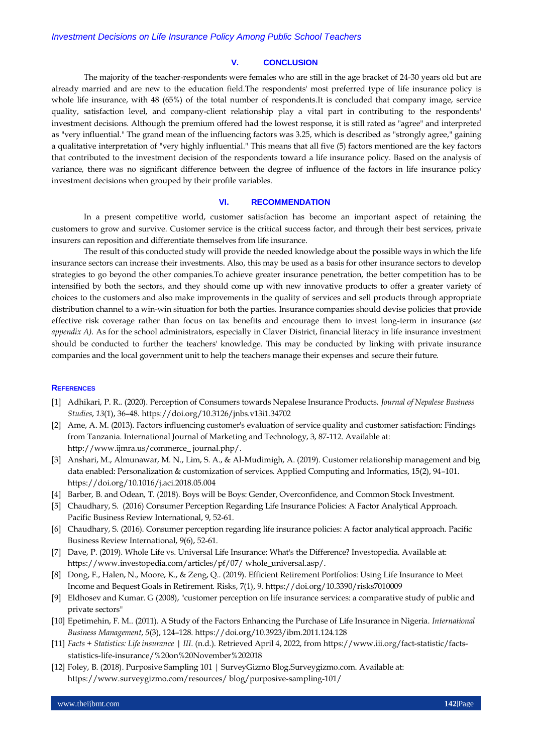## V. CONCLUSION

The majority of the teacher-respondents were females who are still in the age bracket of 24-30 years old but are already married and are new to the education field.The respondents' most preferred type of life insurance policy is whole life insurance, with 48 (65%) of the total number of respondents.It is concluded that company image, service quality, satisfaction level, and company-client relationship play a vital part in contributing to the respondents' investment decisions. Although the premium offered had the lowest response, it is still rated as "agree" and interpreted as "very influential." The grand mean of the influencing factors was 3.25, which is described as "strongly agree," gaining a qualitative interpretation of "very highly influential." This means that all five (5) factors mentioned are the key factors that contributed to the investment decision of the respondents toward a life insurance policy. Based on the analysis of variance, there was no significant difference between the degree of influence of the factors in life insurance policy investment decisions when grouped by their profile variables.

## VI. RECOMMENDATION

In a present competitive world, customer satisfaction has become an important aspect of retaining the customers to grow and survive. Customer service is the critical success factor, and through their best services, private insurers can reposition and differentiate themselves from life insurance.

The result of this conducted study will provide the needed knowledge about the possible ways in which the life insurance sectors can increase their investments. Also, this may be used as a basis for other insurance sectors to develop strategies to go beyond the other companies.To achieve greater insurance penetration, the better competition has to be intensified by both the sectors, and they should come up with new innovative products to offer a greater variety of choices to the customers and also make improvements in the quality of services and sell products through appropriate distribution channel to a win-win situation for both the parties. Insurance companies should devise policies that provide effective risk coverage rather than focus on tax benefits and encourage them to invest long-term in insurance (*see appendix A).* As for the school administrators, especially in Claver District, financial literacy in life insurance investment should be conducted to further the teachers' knowledge. This may be conducted by linking with private insurance companies and the local government unit to help the teachers manage their expenses and secure their future.

### REFERENCES

[1] Adhikari, P. R.. (2020). Perception of Consumers towards Nepalese Insurance Products. *Journal of Nepalese Business Studies*, *13*(1), 36–48. https://doi.org/10.3126/jnbs.v13i1.34702

[2] Ame, A. M. (2013). Factors influencing customer's evaluation of service quality and customer satisfaction: Findings from Tanzania. International Journal of Marketing and Technology, 3, 87-112. Available at: http://www.ijmra.us/commerce_ journal.php/.

[3] Anshari, M., Almunawar, M. N., Lim, S. A., & Al-Mudimigh, A. (2019). Customer relationship management and big data enabled: Personalization & customization of services. Applied Computing and Informatics, 15(2), 94–101. https://doi.org/10.1016/j.aci.2018.05.004

[4] Barber, B. and Odean, T. (2018). Boys will be Boys: Gender, Overconfidence, and Common Stock Investment.

[5] Chaudhary, S. (2016) Consumer Perception Regarding Life Insurance Policies: A Factor Analytical Approach. Pacific Business Review International, 9, 52-61.

[6] Chaudhary, S. (2016). Consumer perception regarding life insurance policies: A factor analytical approach. Pacific Business Review International, 9(6), 52-61.

[7] Dave, P. (2019). Whole Life vs. Universal Life Insurance: What's the Difference? Investopedia. Available at: https://www.investopedia.com/articles/pf/07/ whole_universal.asp/.

[8] Dong, F., Halen, N., Moore, K., & Zeng, Q.. (2019). Efficient Retirement Portfolios: Using Life Insurance to Meet Income and Bequest Goals in Retirement. Risks, 7(1), 9. https://doi.org/10.3390/risks7010009

[9] Eldhosev and Kumar. G (2008), "customer perception on life insurance services: a comparative study of public and private sectors"

[10] Epetimehin, F. M.. (2011). A Study of the Factors Enhancing the Purchase of Life Insurance in Nigeria. *International Business Management*, *5*(3), 124–128. https://doi.org/10.3923/ibm.2011.124.128

[11] *Facts + Statistics: Life insurance | III*. (n.d.). Retrieved April 4, 2022, from https://www.iii.org/fact-statistic/facts-statistics-life-insurance/%20on%20November%202018

[12] Foley, B. (2018). Purposive Sampling 101 | SurveyGizmo Blog.Surveygizmo.com. Available at: https://www.surveygizmo.com/resources/ blog/purposive-sampling-101/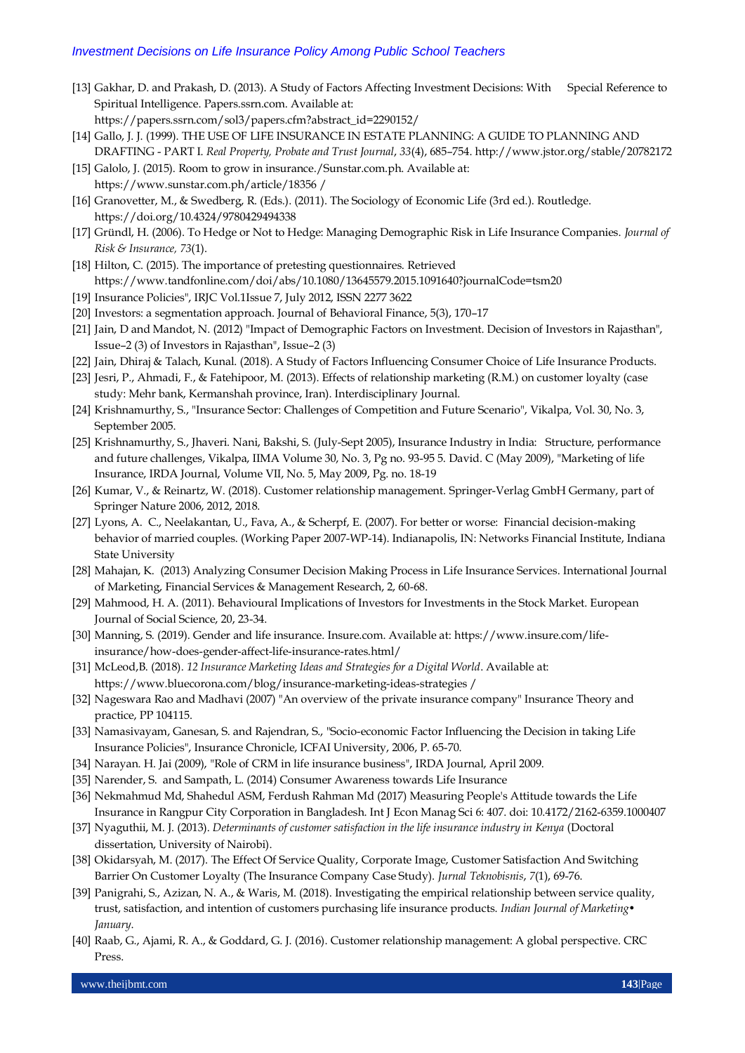[13] Gakhar, D. and Prakash, D. (2013). A Study of Factors Affecting Investment Decisions: With Special Reference to Spiritual Intelligence. Papers.ssrn.com. Available at: https://papers.ssrn.com/sol3/papers.cfm?abstract_id=2290152/

[14] Gallo, J. J. (1999). THE USE OF LIFE INSURANCE IN ESTATE PLANNING: A GUIDE TO PLANNING AND DRAFTING - PART I. *Real Property, Probate and Trust Journal*, *33*(4), 685–754. http://www.jstor.org/stable/20782172

[15] Galolo, J. (2015). Room to grow in insurance./Sunstar.com.ph. Available at: https://www.sunstar.com.ph/article/18356 /

[16] Granovetter, M., & Swedberg, R. (Eds.). (2011). The Sociology of Economic Life (3rd ed.). Routledge. https://doi.org/10.4324/9780429494338

[17] Gründl, H. (2006). To Hedge or Not to Hedge: Managing Demographic Risk in Life Insurance Companies. *Journal of Risk & Insurance, 73*(1).

[18] Hilton, C. (2015). The importance of pretesting questionnaires. Retrieved https://www.tandfonline.com/doi/abs/10.1080/13645579.2015.1091640?journalCode=tsm20

[19] Insurance Policies", IRJC Vol.1Issue 7, July 2012, ISSN 2277 3622

[20] Investors: a segmentation approach. Journal of Behavioral Finance, 5(3), 170–17

[21] Jain, D and Mandot, N. (2012) "Impact of Demographic Factors on Investment. Decision of Investors in Rajasthan", Issue–2 (3) of Investors in Rajasthan", Issue–2 (3)

[22] Jain, Dhiraj & Talach, Kunal. (2018). A Study of Factors Influencing Consumer Choice of Life Insurance Products.

[23] Jesri, P., Ahmadi, F., & Fatehipoor, M. (2013). Effects of relationship marketing (R.M.) on customer loyalty (case study: Mehr bank, Kermanshah province, Iran). Interdisciplinary Journal.

[24] Krishnamurthy, S., "Insurance Sector: Challenges of Competition and Future Scenario", Vikalpa, Vol. 30, No. 3, September 2005.

[25] Krishnamurthy, S., Jhaveri. Nani, Bakshi, S. (July-Sept 2005), Insurance Industry in India: Structure, performance and future challenges, Vikalpa, IIMA Volume 30, No. 3, Pg no. 93-95 5. David. C (May 2009), "Marketing of life Insurance, IRDA Journal, Volume VII, No. 5, May 2009, Pg. no. 18-19

[26] Kumar, V., & Reinartz, W. (2018). Customer relationship management. Springer-Verlag GmbH Germany, part of Springer Nature 2006, 2012, 2018.

[27] Lyons, A. C., Neelakantan, U., Fava, A., & Scherpf, E. (2007). For better or worse: Financial decision-making behavior of married couples. (Working Paper 2007-WP-14). Indianapolis, IN: Networks Financial Institute, Indiana State University

[28] Mahajan, K. (2013) Analyzing Consumer Decision Making Process in Life Insurance Services. International Journal of Marketing, Financial Services & Management Research, 2, 60-68.

[29] Mahmood, H. A. (2011). Behavioural Implications of Investors for Investments in the Stock Market. European Journal of Social Science, 20, 23-34.

[30] Manning, S. (2019). Gender and life insurance. Insure.com. Available at: https://www.insure.com/life-insurance/how-does-gender-affect-life-insurance-rates.html/

[31] McLeod,B. (2018). *12 Insurance Marketing Ideas and Strategies for a Digital World*. Available at: https://www.bluecorona.com/blog/insurance-marketing-ideas-strategies /

[32] Nageswara Rao and Madhavi (2007) "An overview of the private insurance company" Insurance Theory and practice, PP 104115.

[33] Namasivayam, Ganesan, S. and Rajendran, S., "Socio-economic Factor Influencing the Decision in taking Life Insurance Policies", Insurance Chronicle, ICFAI University, 2006, P. 65-70.

[34] Narayan. H. Jai (2009), "Role of CRM in life insurance business", IRDA Journal, April 2009.

[35] Narender, S. and Sampath, L. (2014) Consumer Awareness towards Life Insurance

[36] Nekmahmud Md, Shahedul ASM, Ferdush Rahman Md (2017) Measuring People's Attitude towards the Life Insurance in Rangpur City Corporation in Bangladesh. Int J Econ Manag Sci 6: 407. doi: 10.4172/2162-6359.1000407

[37] Nyaguthii, M. J. (2013). *Determinants of customer satisfaction in the life insurance industry in Kenya* (Doctoral dissertation, University of Nairobi).

[38] Okidarsyah, M. (2017). The Effect Of Service Quality, Corporate Image, Customer Satisfaction And Switching Barrier On Customer Loyalty (The Insurance Company Case Study). *Jurnal Teknobisnis*, *7*(1), 69-76.

[39] Panigrahi, S., Azizan, N. A., & Waris, M. (2018). Investigating the empirical relationship between service quality, trust, satisfaction, and intention of customers purchasing life insurance products. *Indian Journal of Marketing• January*.

[40] Raab, G., Ajami, R. A., & Goddard, G. J. (2016). Customer relationship management: A global perspective. CRC Press.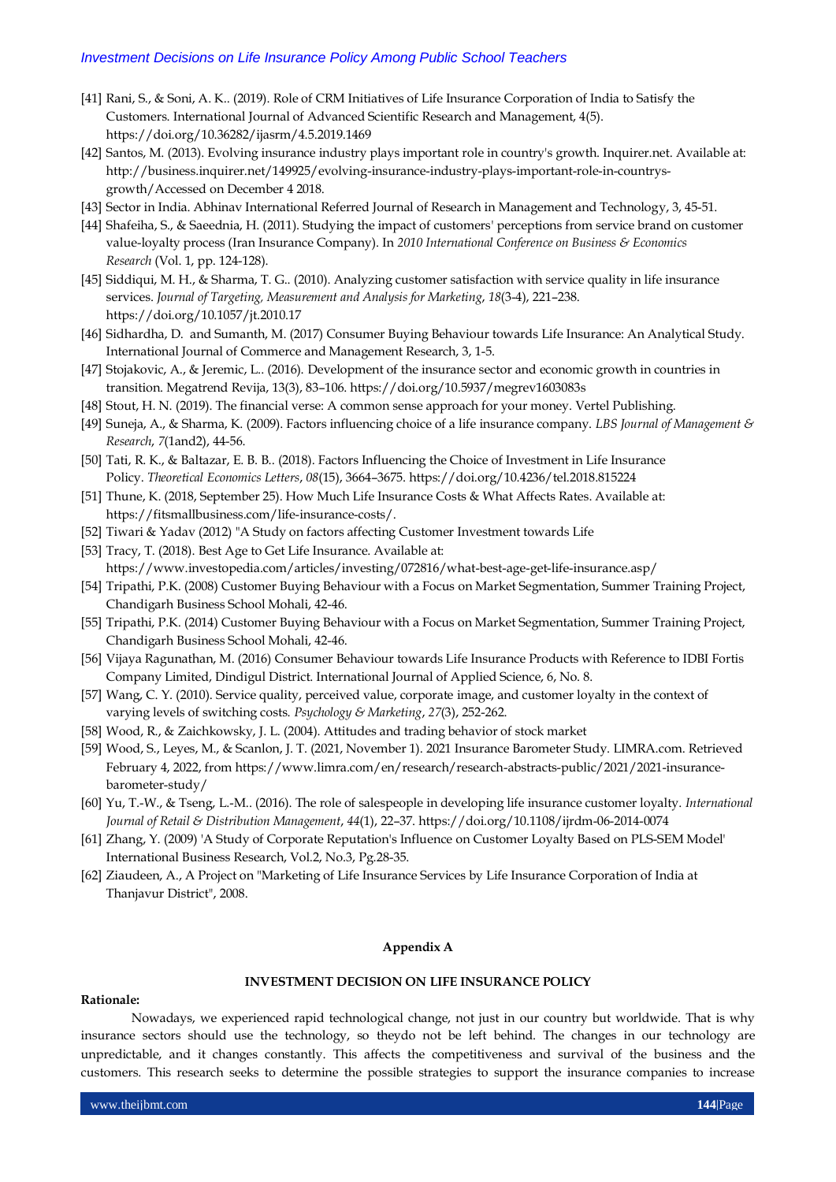[41] Rani, S., & Soni, A. K.. (2019). Role of CRM Initiatives of Life Insurance Corporation of India to Satisfy the Customers. International Journal of Advanced Scientific Research and Management, 4(5). https://doi.org/10.36282/ijasrm/4.5.2019.1469

[42] Santos, M. (2013). Evolving insurance industry plays important role in country's growth. Inquirer.net. Available at: http://business.inquirer.net/149925/evolving-insurance-industry-plays-important-role-in-countrys-growth/Accessed on December 4 2018.

[43] Sector in India. Abhinav International Referred Journal of Research in Management and Technology, 3, 45-51.

[44] Shafeiha, S., & Saeednia, H. (2011). Studying the impact of customers' perceptions from service brand on customer value-loyalty process (Iran Insurance Company). In *2010 International Conference on Business & Economics Research* (Vol. 1, pp. 124-128).

[45] Siddiqui, M. H., & Sharma, T. G.. (2010). Analyzing customer satisfaction with service quality in life insurance services. *Journal of Targeting, Measurement and Analysis for Marketing*, *18*(3-4), 221–238. https://doi.org/10.1057/jt.2010.17

[46] Sidhardha, D. and Sumanth, M. (2017) Consumer Buying Behaviour towards Life Insurance: An Analytical Study. International Journal of Commerce and Management Research, 3, 1-5.

[47] Stojakovic, A., & Jeremic, L.. (2016). Development of the insurance sector and economic growth in countries in transition. Megatrend Revija, 13(3), 83–106. https://doi.org/10.5937/megrev1603083s

[48] Stout, H. N. (2019). The financial verse: A common sense approach for your money. Vertel Publishing.

[49] Suneja, A., & Sharma, K. (2009). Factors influencing choice of a life insurance company. *LBS Journal of Management & Research*, *7*(1and2), 44-56.

[50] Tati, R. K., & Baltazar, E. B. B.. (2018). Factors Influencing the Choice of Investment in Life Insurance Policy. *Theoretical Economics Letters*, *08*(15), 3664–3675. https://doi.org/10.4236/tel.2018.815224

[51] Thune, K. (2018, September 25). How Much Life Insurance Costs & What Affects Rates. Available at: https://fitsmallbusiness.com/life-insurance-costs/.

[52] Tiwari & Yadav (2012) "A Study on factors affecting Customer Investment towards Life

[53] Tracy, T. (2018). Best Age to Get Life Insurance. Available at: https://www.investopedia.com/articles/investing/072816/what-best-age-get-life-insurance.asp/

[54] Tripathi, P.K. (2008) Customer Buying Behaviour with a Focus on Market Segmentation, Summer Training Project, Chandigarh Business School Mohali, 42-46.

[55] Tripathi, P.K. (2014) Customer Buying Behaviour with a Focus on Market Segmentation, Summer Training Project, Chandigarh Business School Mohali, 42-46.

[56] Vijaya Ragunathan, M. (2016) Consumer Behaviour towards Life Insurance Products with Reference to IDBI Fortis Company Limited, Dindigul District. International Journal of Applied Science, 6, No. 8.

[57] Wang, C. Y. (2010). Service quality, perceived value, corporate image, and customer loyalty in the context of varying levels of switching costs. *Psychology & Marketing*, *27*(3), 252-262.

[58] Wood, R., & Zaichkowsky, J. L. (2004). Attitudes and trading behavior of stock market

[59] Wood, S., Leyes, M., & Scanlon, J. T. (2021, November 1). 2021 Insurance Barometer Study. LIMRA.com. Retrieved February 4, 2022, from https://www.limra.com/en/research/research-abstracts-public/2021/2021-insurance-barometer-study/

[60] Yu, T.-W., & Tseng, L.-M.. (2016). The role of salespeople in developing life insurance customer loyalty. *International Journal of Retail & Distribution Management*, *44*(1), 22–37. https://doi.org/10.1108/ijrdm-06-2014-0074

[61] Zhang, Y. (2009) 'A Study of Corporate Reputation's Influence on Customer Loyalty Based on PLS-SEM Model' International Business Research, Vol.2, No.3, Pg.28-35.

[62] Ziaudeen, A., A Project on "Marketing of Life Insurance Services by Life Insurance Corporation of India at Thanjavur District", 2008.

## Appendix A

### INVESTMENT DECISION ON LIFE INSURANCE POLICY

**Rationale:**

Nowadays, we experienced rapid technological change, not just in our country but worldwide. That is why insurance sectors should use the technology, so theydo not be left behind. The changes in our technology are unpredictable, and it changes constantly. This affects the competitiveness and survival of the business and the customers. This research seeks to determine the possible strategies to support the insurance companies to increase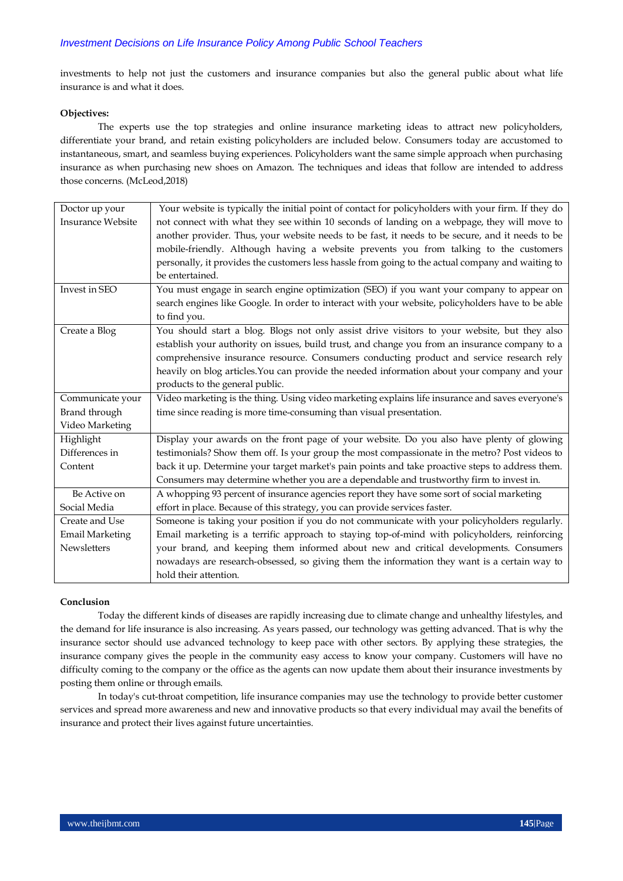investments to help not just the customers and insurance companies but also the general public about what life insurance is and what it does.

**Objectives:**

The experts use the top strategies and online insurance marketing ideas to attract new policyholders, differentiate your brand, and retain existing policyholders are included below. Consumers today are accustomed to instantaneous, smart, and seamless buying experiences. Policyholders want the same simple approach when purchasing insurance as when purchasing new shoes on Amazon. The techniques and ideas that follow are intended to address those concerns. (McLeod,2018)

| | |
|---|---|
| Doctor up your Insurance Website | Your website is typically the initial point of contact for policyholders with your firm. If they do not connect with what they see within 10 seconds of landing on a webpage, they will move to another provider. Thus, your website needs to be fast, it needs to be secure, and it needs to be mobile-friendly. Although having a website prevents you from talking to the customers personally, it provides the customers less hassle from going to the actual company and waiting to be entertained. |
| Invest in SEO | You must engage in search engine optimization (SEO) if you want your company to appear on search engines like Google. In order to interact with your website, policyholders have to be able to find you. |
| Create a Blog | You should start a blog. Blogs not only assist drive visitors to your website, but they also establish your authority on issues, build trust, and change you from an insurance company to a comprehensive insurance resource. Consumers conducting product and service research rely heavily on blog articles.You can provide the needed information about your company and your products to the general public. |
| Communicate your Brand through Video Marketing | Video marketing is the thing. Using video marketing explains life insurance and saves everyone's time since reading is more time-consuming than visual presentation. |
| Highlight Differences in Content | Display your awards on the front page of your website. Do you also have plenty of glowing testimonials? Show them off. Is your group the most compassionate in the metro? Post videos to back it up. Determine your target market's pain points and take proactive steps to address them. Consumers may determine whether you are a dependable and trustworthy firm to invest in. |
| Be Active on Social Media | A whopping 93 percent of insurance agencies report they have some sort of social marketing effort in place. Because of this strategy, you can provide services faster. |
| Create and Use Email Marketing Newsletters | Someone is taking your position if you do not communicate with your policyholders regularly. Email marketing is a terrific approach to staying top-of-mind with policyholders, reinforcing your brand, and keeping them informed about new and critical developments. Consumers nowadays are research-obsessed, so giving them the information they want is a certain way to hold their attention. |

**Conclusion**

Today the different kinds of diseases are rapidly increasing due to climate change and unhealthy lifestyles, and the demand for life insurance is also increasing. As years passed, our technology was getting advanced. That is why the insurance sector should use advanced technology to keep pace with other sectors. By applying these strategies, the insurance company gives the people in the community easy access to know your company. Customers will have no difficulty coming to the company or the office as the agents can now update them about their insurance investments by posting them online or through emails.

In today's cut-throat competition, life insurance companies may use the technology to provide better customer services and spread more awareness and new and innovative products so that every individual may avail the benefits of insurance and protect their lives against future uncertainties.